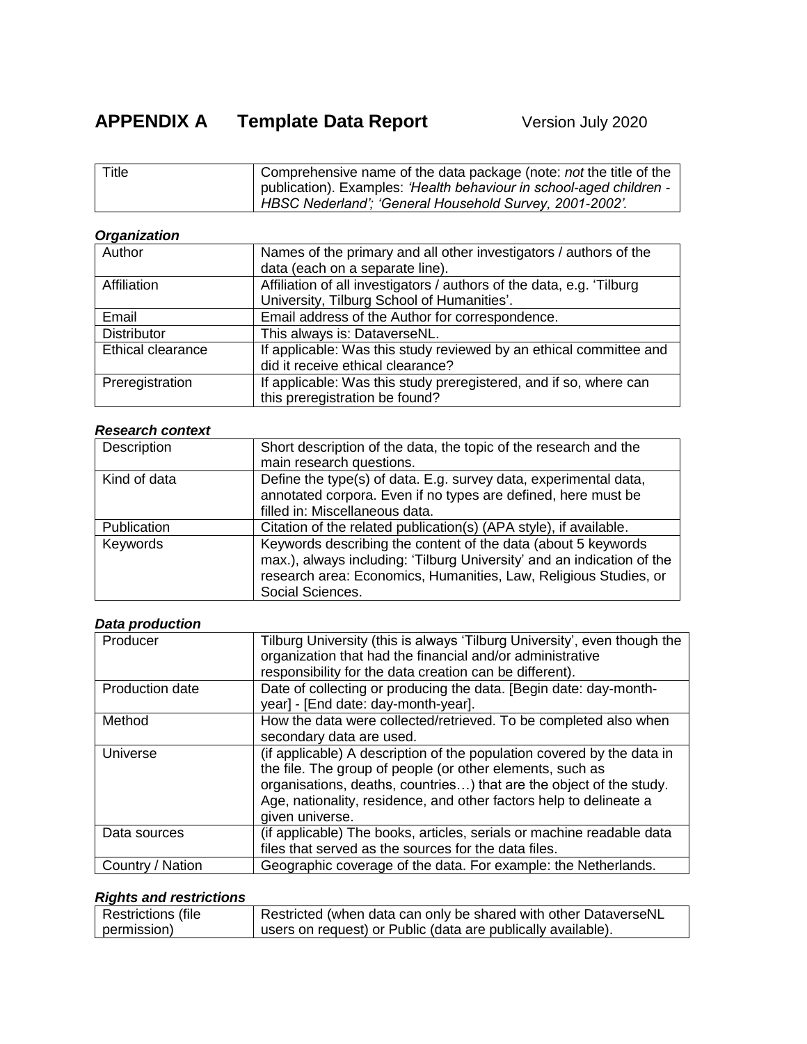# APPENDIX A Template Data Report

Version July 2020

| Title | Comprehensive name of the data package (note: *not* the title of the publication). Examples: *'Health behaviour in school-aged children - HBSC Nederland'; 'General Household Survey, 2001-2002'.* |
|---|---|

### *Organization*

| Author | Names of the primary and all other investigators / authors of the data (each on a separate line). |
|---|---|
| Affiliation | Affiliation of all investigators / authors of the data, e.g. 'Tilburg University, Tilburg School of Humanities'. |
| Email | Email address of the Author for correspondence. |
| Distributor | This always is: DataverseNL. |
| Ethical clearance | If applicable: Was this study reviewed by an ethical committee and did it receive ethical clearance? |
| Preregistration | If applicable: Was this study preregistered, and if so, where can this preregistration be found? |

### *Research context*

| Description | Short description of the data, the topic of the research and the main research questions. |
|---|---|
| Kind of data | Define the type(s) of data. E.g. survey data, experimental data, annotated corpora. Even if no types are defined, here must be filled in: Miscellaneous data. |
| Publication | Citation of the related publication(s) (APA style), if available. |
| Keywords | Keywords describing the content of the data (about 5 keywords max.), always including: 'Tilburg University' and an indication of the research area: Economics, Humanities, Law, Religious Studies, or Social Sciences. |

### *Data production*

| Producer | Tilburg University (this is always 'Tilburg University', even though the organization that had the financial and/or administrative responsibility for the data creation can be different). |
|---|---|
| Production date | Date of collecting or producing the data. [Begin date: day-month-year] - [End date: day-month-year]. |
| Method | How the data were collected/retrieved. To be completed also when secondary data are used. |
| Universe | (if applicable) A description of the population covered by the data in the file. The group of people (or other elements, such as organisations, deaths, countries…) that are the object of the study. Age, nationality, residence, and other factors help to delineate a given universe. |
| Data sources | (if applicable) The books, articles, serials or machine readable data files that served as the sources for the data files. |
| Country / Nation | Geographic coverage of the data. For example: the Netherlands. |

### *Rights and restrictions*

| Restrictions (file permission) | Restricted (when data can only be shared with other DataverseNL users on request) or Public (data are publically available). |
|---|---|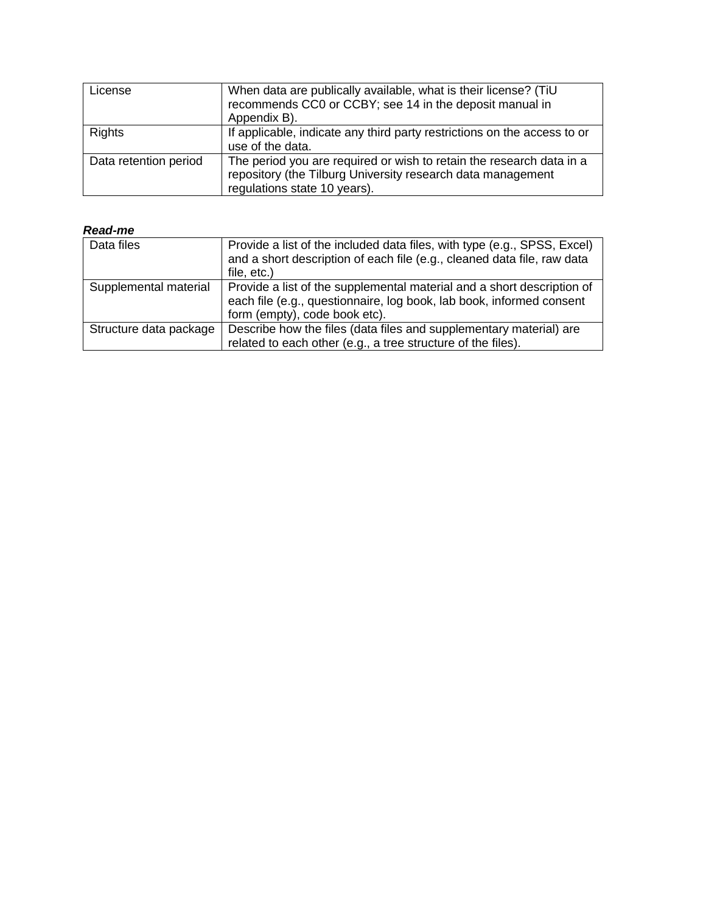| | |
|---|---|
| License | When data are publically available, what is their license? (TiU recommends CC0 or CCBY; see 14 in the deposit manual in Appendix B). |
| Rights | If applicable, indicate any third party restrictions on the access to or use of the data. |
| Data retention period | The period you are required or wish to retain the research data in a repository (the Tilburg University research data management regulations state 10 years). |

***Read-me***

| | |
|---|---|
| Data files | Provide a list of the included data files, with type (e.g., SPSS, Excel) and a short description of each file (e.g., cleaned data file, raw data file, etc.) |
| Supplemental material | Provide a list of the supplemental material and a short description of each file (e.g., questionnaire, log book, lab book, informed consent form (empty), code book etc). |
| Structure data package | Describe how the files (data files and supplementary material) are related to each other (e.g., a tree structure of the files). |